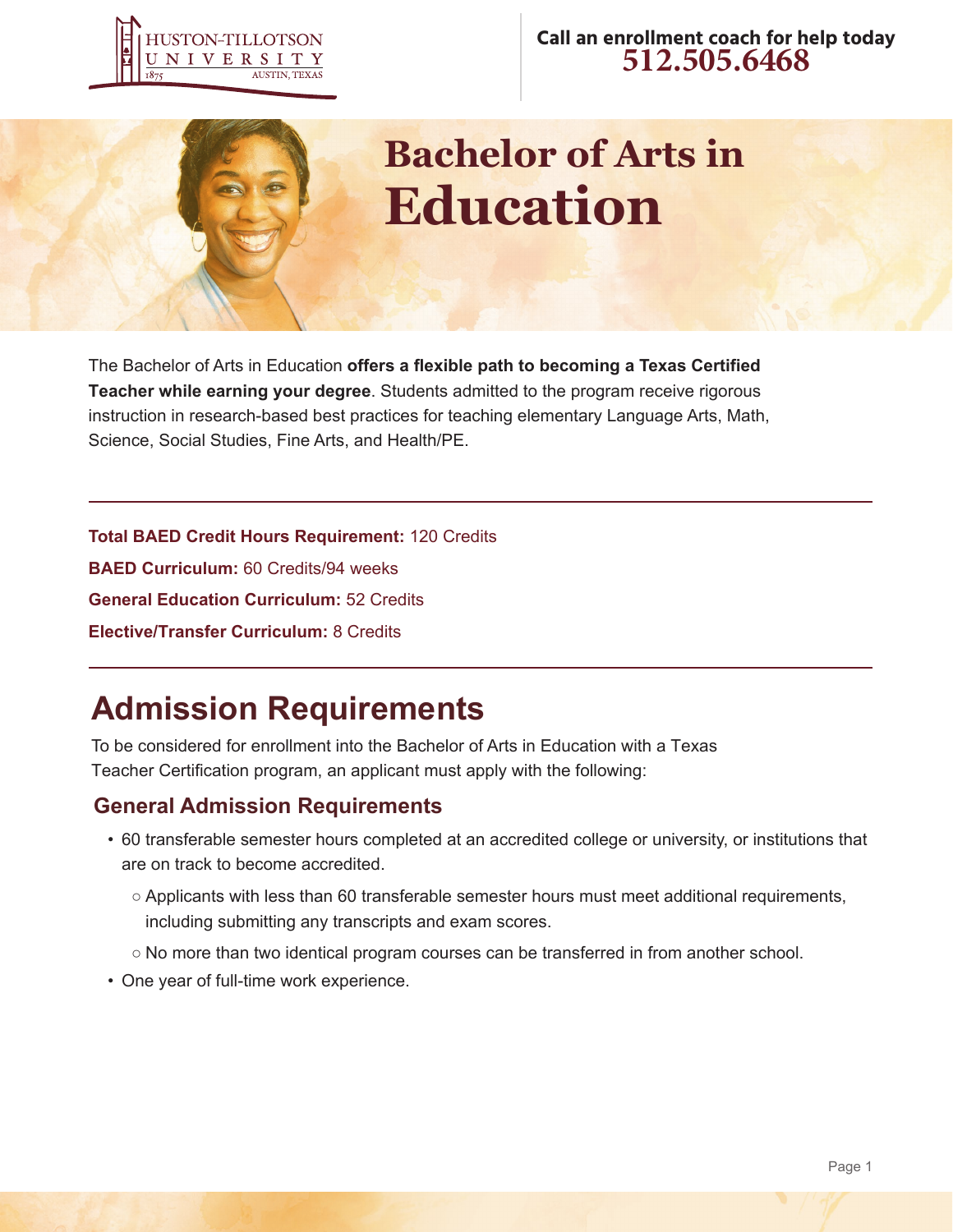HUSTON-TILLOTSON UNIVERSITY
1875 AUSTIN, TEXAS

**Call an enrollment coach for help today**
**512.505.6468**

# Bachelor of Arts in Education

The Bachelor of Arts in Education **offers a flexible path to becoming a Texas Certified Teacher while earning your degree**. Students admitted to the program receive rigorous instruction in research-based best practices for teaching elementary Language Arts, Math, Science, Social Studies, Fine Arts, and Health/PE.

---

**Total BAED Credit Hours Requirement:** 120 Credits

**BAED Curriculum:** 60 Credits/94 weeks

**General Education Curriculum:** 52 Credits

**Elective/Transfer Curriculum:** 8 Credits

---

## Admission Requirements

To be considered for enrollment into the Bachelor of Arts in Education with a Texas Teacher Certification program, an applicant must apply with the following:

### General Admission Requirements

- 60 transferable semester hours completed at an accredited college or university, or institutions that are on track to become accredited.
  - Applicants with less than 60 transferable semester hours must meet additional requirements, including submitting any transcripts and exam scores.
  - No more than two identical program courses can be transferred in from another school.
- One year of full-time work experience.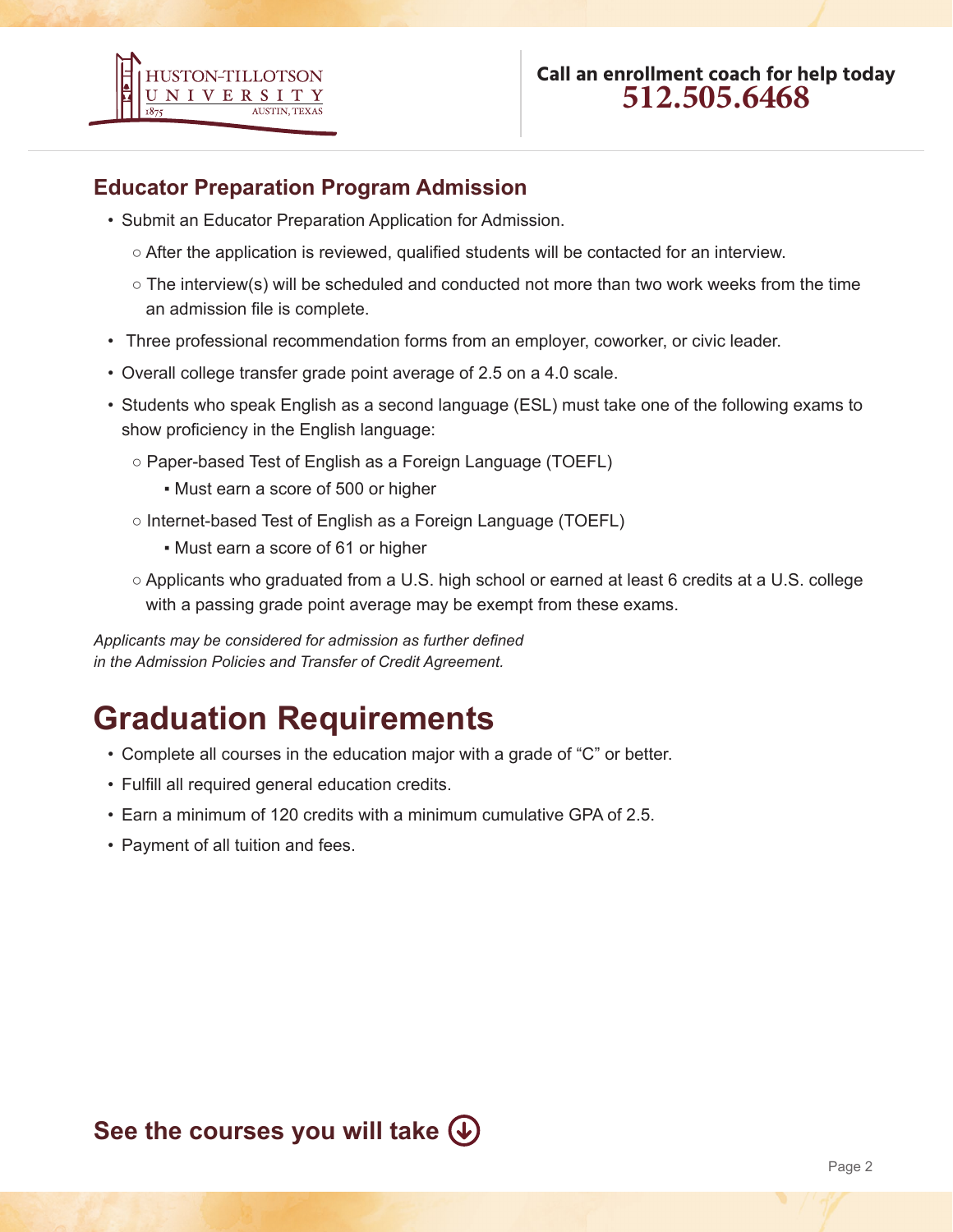**Call an enrollment coach for help today**
**512.505.6468**

## Educator Preparation Program Admission

- Submit an Educator Preparation Application for Admission.
  - After the application is reviewed, qualified students will be contacted for an interview.
  - The interview(s) will be scheduled and conducted not more than two work weeks from the time an admission file is complete.
- Three professional recommendation forms from an employer, coworker, or civic leader.
- Overall college transfer grade point average of 2.5 on a 4.0 scale.
- Students who speak English as a second language (ESL) must take one of the following exams to show proficiency in the English language:
  - Paper-based Test of English as a Foreign Language (TOEFL)
    - Must earn a score of 500 or higher
  - Internet-based Test of English as a Foreign Language (TOEFL)
    - Must earn a score of 61 or higher
  - Applicants who graduated from a U.S. high school or earned at least 6 credits at a U.S. college with a passing grade point average may be exempt from these exams.

*Applicants may be considered for admission as further defined in the Admission Policies and Transfer of Credit Agreement.*

# Graduation Requirements

- Complete all courses in the education major with a grade of "C" or better.
- Fulfill all required general education credits.
- Earn a minimum of 120 credits with a minimum cumulative GPA of 2.5.
- Payment of all tuition and fees.

**See the courses you will take**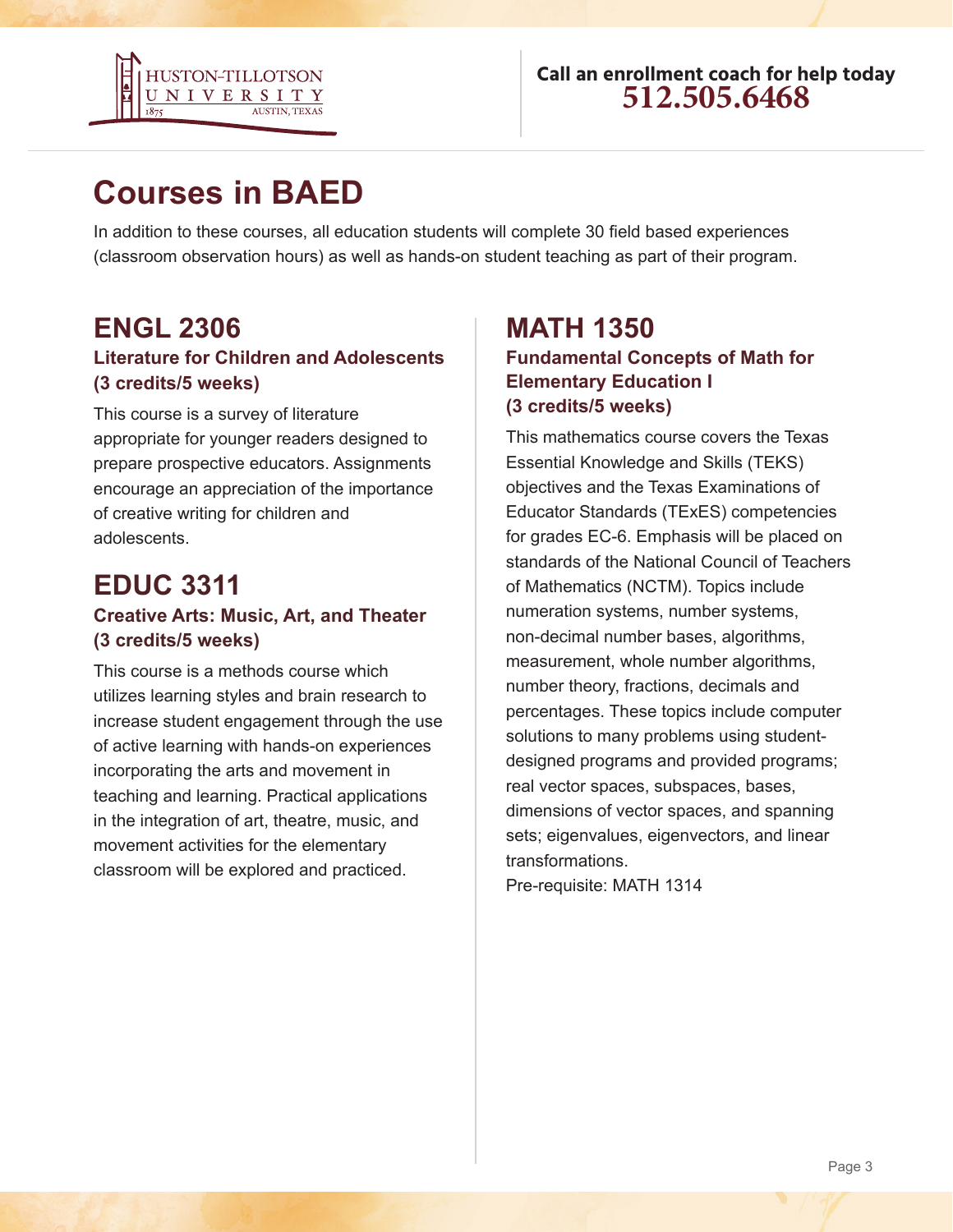# Courses in BAED

In addition to these courses, all education students will complete 30 field based experiences (classroom observation hours) as well as hands-on student teaching as part of their program.

## ENGL 2306

### Literature for Children and Adolescents (3 credits/5 weeks)

This course is a survey of literature appropriate for younger readers designed to prepare prospective educators. Assignments encourage an appreciation of the importance of creative writing for children and adolescents.

## EDUC 3311

### Creative Arts: Music, Art, and Theater (3 credits/5 weeks)

This course is a methods course which utilizes learning styles and brain research to increase student engagement through the use of active learning with hands-on experiences incorporating the arts and movement in teaching and learning. Practical applications in the integration of art, theatre, music, and movement activities for the elementary classroom will be explored and practiced.

## MATH 1350

### Fundamental Concepts of Math for Elementary Education I (3 credits/5 weeks)

This mathematics course covers the Texas Essential Knowledge and Skills (TEKS) objectives and the Texas Examinations of Educator Standards (TExES) competencies for grades EC-6. Emphasis will be placed on standards of the National Council of Teachers of Mathematics (NCTM). Topics include numeration systems, number systems, non-decimal number bases, algorithms, measurement, whole number algorithms, number theory, fractions, decimals and percentages. These topics include computer solutions to many problems using student-designed programs and provided programs; real vector spaces, subspaces, bases, dimensions of vector spaces, and spanning sets; eigenvalues, eigenvectors, and linear transformations.

Pre-requisite: MATH 1314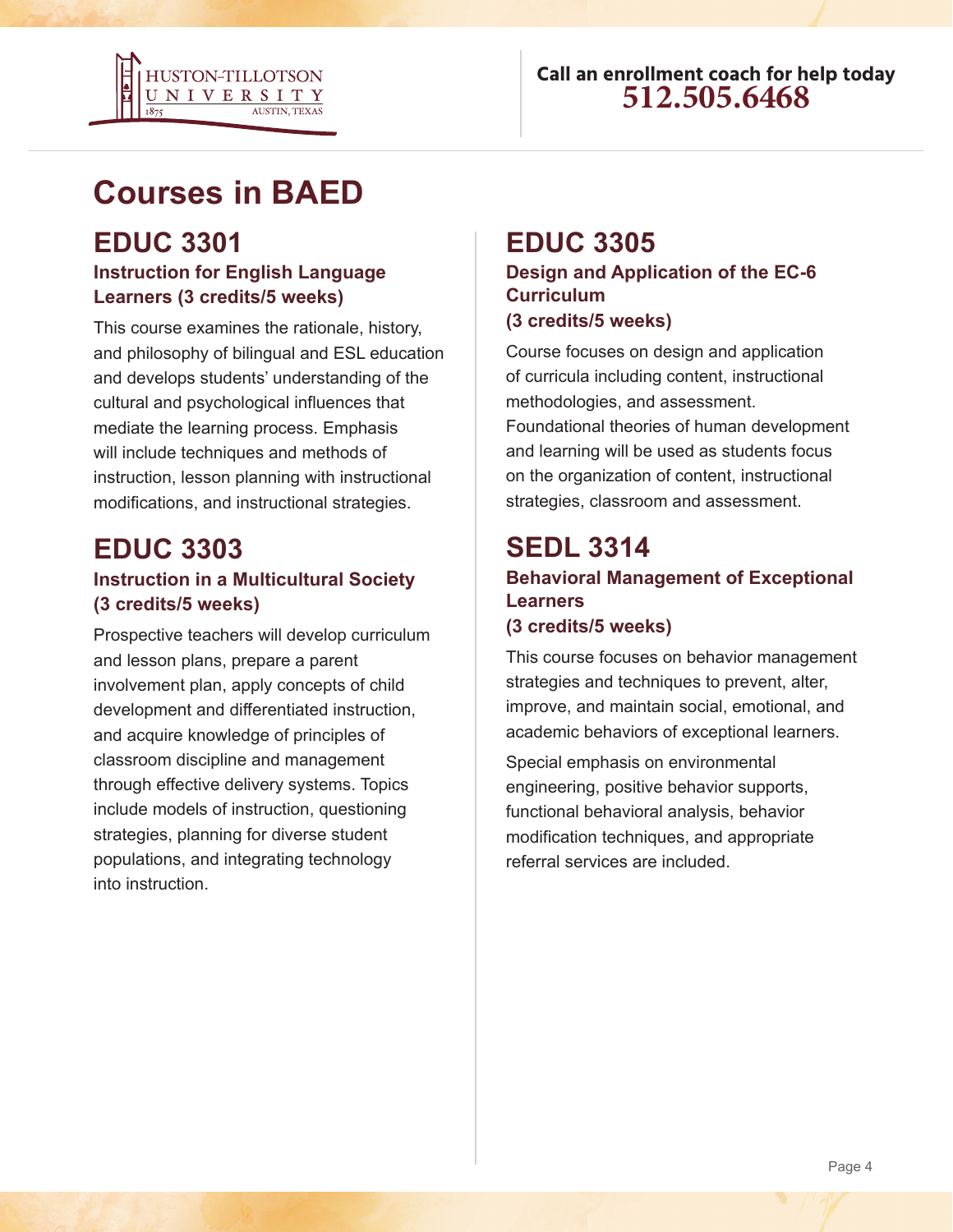Call an enrollment coach for help today
**512.505.6468**

# Courses in BAED

## EDUC 3301

### Instruction for English Language Learners (3 credits/5 weeks)

This course examines the rationale, history, and philosophy of bilingual and ESL education and develops students' understanding of the cultural and psychological influences that mediate the learning process. Emphasis will include techniques and methods of instruction, lesson planning with instructional modifications, and instructional strategies.

## EDUC 3303

### Instruction in a Multicultural Society (3 credits/5 weeks)

Prospective teachers will develop curriculum and lesson plans, prepare a parent involvement plan, apply concepts of child development and differentiated instruction, and acquire knowledge of principles of classroom discipline and management through effective delivery systems. Topics include models of instruction, questioning strategies, planning for diverse student populations, and integrating technology into instruction.

## EDUC 3305

### Design and Application of the EC-6 Curriculum (3 credits/5 weeks)

Course focuses on design and application of curricula including content, instructional methodologies, and assessment. Foundational theories of human development and learning will be used as students focus on the organization of content, instructional strategies, classroom and assessment.

## SEDL 3314

### Behavioral Management of Exceptional Learners (3 credits/5 weeks)

This course focuses on behavior management strategies and techniques to prevent, alter, improve, and maintain social, emotional, and academic behaviors of exceptional learners.

Special emphasis on environmental engineering, positive behavior supports, functional behavioral analysis, behavior modification techniques, and appropriate referral services are included.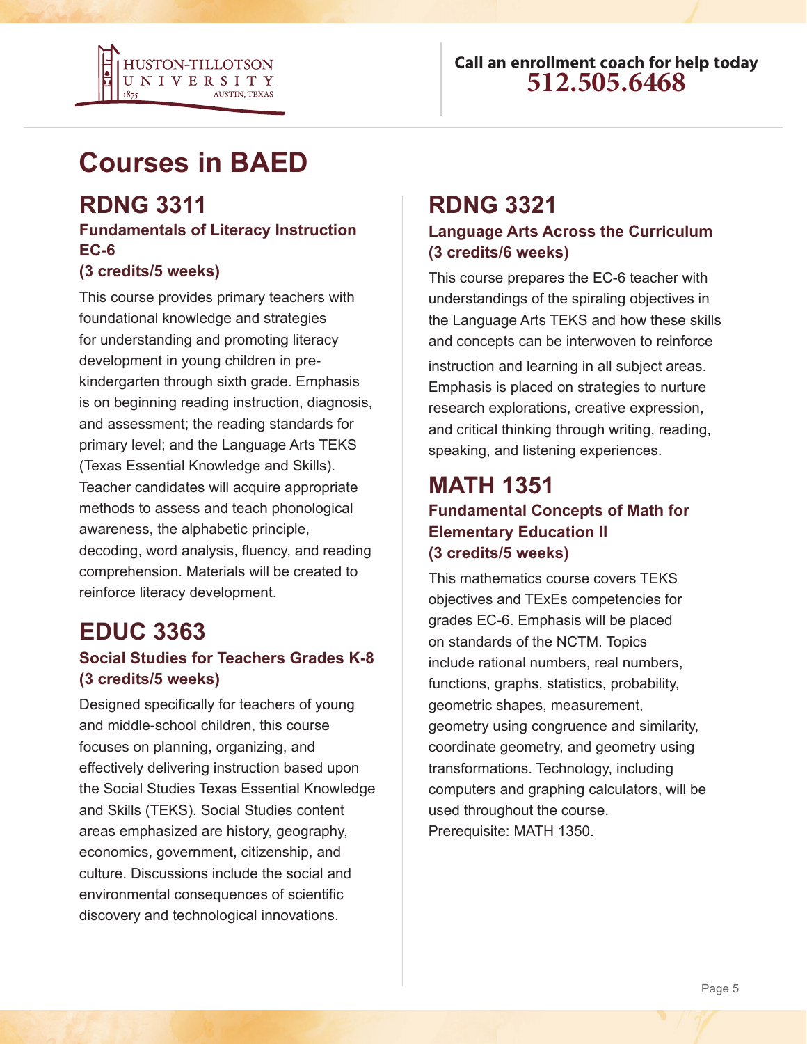# Courses in BAED

## RDNG 3311

### Fundamentals of Literacy Instruction EC-6
### (3 credits/5 weeks)

This course provides primary teachers with foundational knowledge and strategies for understanding and promoting literacy development in young children in pre-kindergarten through sixth grade. Emphasis is on beginning reading instruction, diagnosis, and assessment; the reading standards for primary level; and the Language Arts TEKS (Texas Essential Knowledge and Skills). Teacher candidates will acquire appropriate methods to assess and teach phonological awareness, the alphabetic principle, decoding, word analysis, fluency, and reading comprehension. Materials will be created to reinforce literacy development.

## EDUC 3363

### Social Studies for Teachers Grades K-8
### (3 credits/5 weeks)

Designed specifically for teachers of young and middle-school children, this course focuses on planning, organizing, and effectively delivering instruction based upon the Social Studies Texas Essential Knowledge and Skills (TEKS). Social Studies content areas emphasized are history, geography, economics, government, citizenship, and culture. Discussions include the social and environmental consequences of scientific discovery and technological innovations.

## RDNG 3321

### Language Arts Across the Curriculum
### (3 credits/6 weeks)

This course prepares the EC-6 teacher with understandings of the spiraling objectives in the Language Arts TEKS and how these skills and concepts can be interwoven to reinforce instruction and learning in all subject areas. Emphasis is placed on strategies to nurture research explorations, creative expression, and critical thinking through writing, reading, speaking, and listening experiences.

## MATH 1351

### Fundamental Concepts of Math for Elementary Education II
### (3 credits/5 weeks)

This mathematics course covers TEKS objectives and TExEs competencies for grades EC-6. Emphasis will be placed on standards of the NCTM. Topics include rational numbers, real numbers, functions, graphs, statistics, probability, geometric shapes, measurement, geometry using congruence and similarity, coordinate geometry, and geometry using transformations. Technology, including computers and graphing calculators, will be used throughout the course.
Prerequisite: MATH 1350.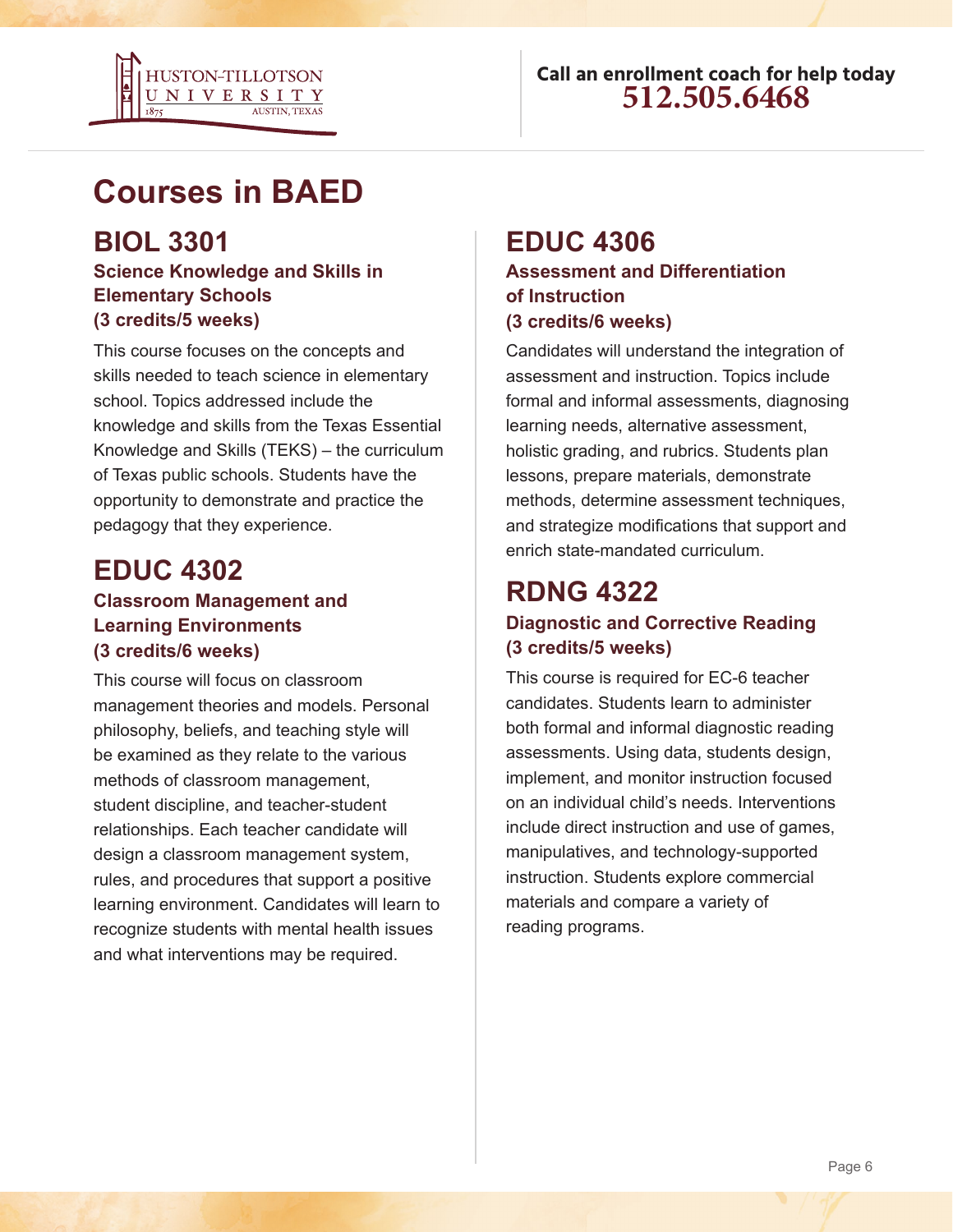# Courses in BAED

## BIOL 3301

### Science Knowledge and Skills in Elementary Schools (3 credits/5 weeks)

This course focuses on the concepts and skills needed to teach science in elementary school. Topics addressed include the knowledge and skills from the Texas Essential Knowledge and Skills (TEKS) – the curriculum of Texas public schools. Students have the opportunity to demonstrate and practice the pedagogy that they experience.

## EDUC 4302

### Classroom Management and Learning Environments (3 credits/6 weeks)

This course will focus on classroom management theories and models. Personal philosophy, beliefs, and teaching style will be examined as they relate to the various methods of classroom management, student discipline, and teacher-student relationships. Each teacher candidate will design a classroom management system, rules, and procedures that support a positive learning environment. Candidates will learn to recognize students with mental health issues and what interventions may be required.

## EDUC 4306

### Assessment and Differentiation of Instruction (3 credits/6 weeks)

Candidates will understand the integration of assessment and instruction. Topics include formal and informal assessments, diagnosing learning needs, alternative assessment, holistic grading, and rubrics. Students plan lessons, prepare materials, demonstrate methods, determine assessment techniques, and strategize modifications that support and enrich state-mandated curriculum.

## RDNG 4322

### Diagnostic and Corrective Reading (3 credits/5 weeks)

This course is required for EC-6 teacher candidates. Students learn to administer both formal and informal diagnostic reading assessments. Using data, students design, implement, and monitor instruction focused on an individual child's needs. Interventions include direct instruction and use of games, manipulatives, and technology-supported instruction. Students explore commercial materials and compare a variety of reading programs.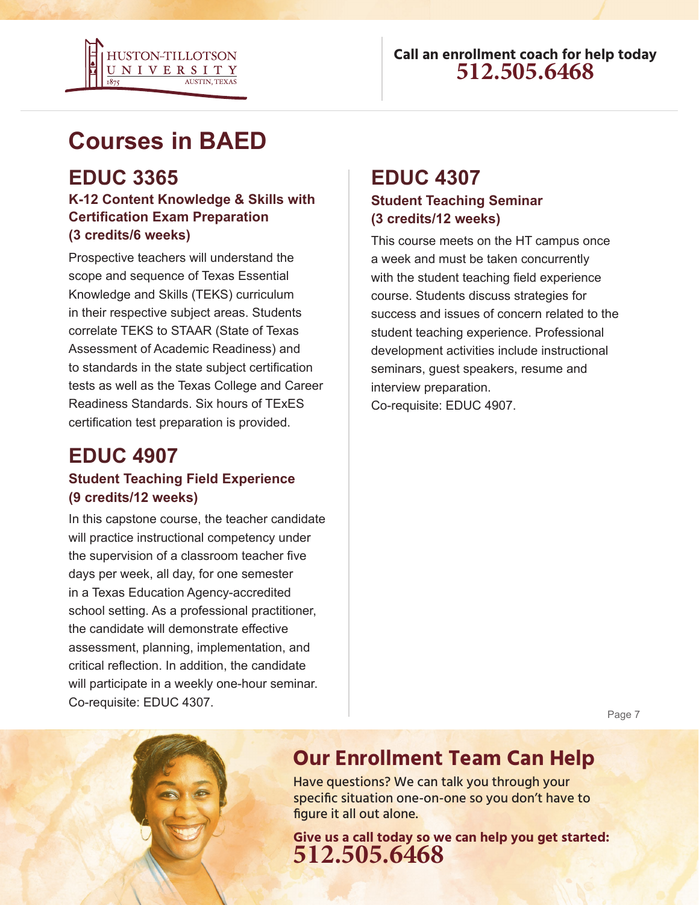Call an enrollment coach for help today
**512.505.6468**

# Courses in BAED

## EDUC 3365

### K-12 Content Knowledge & Skills with Certification Exam Preparation (3 credits/6 weeks)

Prospective teachers will understand the scope and sequence of Texas Essential Knowledge and Skills (TEKS) curriculum in their respective subject areas. Students correlate TEKS to STAAR (State of Texas Assessment of Academic Readiness) and to standards in the state subject certification tests as well as the Texas College and Career Readiness Standards. Six hours of TExES certification test preparation is provided.

## EDUC 4907

### Student Teaching Field Experience (9 credits/12 weeks)

In this capstone course, the teacher candidate will practice instructional competency under the supervision of a classroom teacher five days per week, all day, for one semester in a Texas Education Agency-accredited school setting. As a professional practitioner, the candidate will demonstrate effective assessment, planning, implementation, and critical reflection. In addition, the candidate will participate in a weekly one-hour seminar. Co-requisite: EDUC 4307.

## EDUC 4307

### Student Teaching Seminar (3 credits/12 weeks)

This course meets on the HT campus once a week and must be taken concurrently with the student teaching field experience course. Students discuss strategies for success and issues of concern related to the student teaching experience. Professional development activities include instructional seminars, guest speakers, resume and interview preparation.
Co-requisite: EDUC 4907.

## Our Enrollment Team Can Help

Have questions? We can talk you through your specific situation one-on-one so you don't have to figure it all out alone.

**Give us a call today so we can help you get started:**
**512.505.6468**